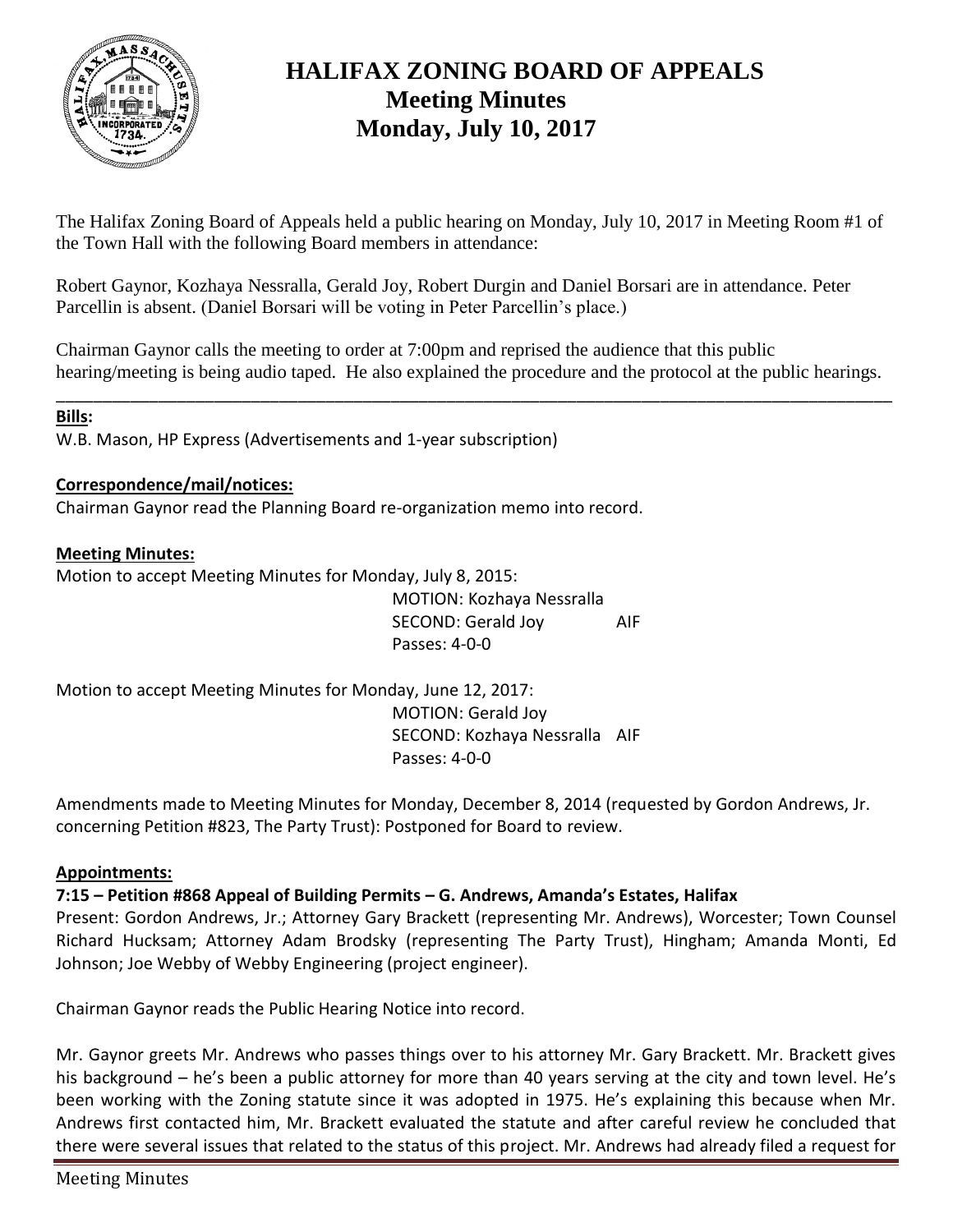# HALIFAX ZONING BOARD OF APPEALS
## Meeting Minutes
## Monday, July 10, 2017

The Halifax Zoning Board of Appeals held a public hearing on Monday, July 10, 2017 in Meeting Room #1 of the Town Hall with the following Board members in attendance:

Robert Gaynor, Kozhaya Nessralla, Gerald Joy, Robert Durgin and Daniel Borsari are in attendance. Peter Parcellin is absent. (Daniel Borsari will be voting in Peter Parcellin's place.)

Chairman Gaynor calls the meeting to order at 7:00pm and reprised the audience that this public hearing/meeting is being audio taped. He also explained the procedure and the protocol at the public hearings.

---

**Bills:**

W.B. Mason, HP Express (Advertisements and 1-year subscription)

**Correspondence/mail/notices:**

Chairman Gaynor read the Planning Board re-organization memo into record.

**Meeting Minutes:**

Motion to accept Meeting Minutes for Monday, July 8, 2015:

MOTION: Kozhaya Nessralla
SECOND: Gerald Joy AIF
Passes: 4-0-0

Motion to accept Meeting Minutes for Monday, June 12, 2017:

MOTION: Gerald Joy
SECOND: Kozhaya Nessralla AIF
Passes: 4-0-0

Amendments made to Meeting Minutes for Monday, December 8, 2014 (requested by Gordon Andrews, Jr. concerning Petition #823, The Party Trust): Postponed for Board to review.

**Appointments:**

**7:15 – Petition #868 Appeal of Building Permits – G. Andrews, Amanda's Estates, Halifax**

Present: Gordon Andrews, Jr.; Attorney Gary Brackett (representing Mr. Andrews), Worcester; Town Counsel Richard Hucksam; Attorney Adam Brodsky (representing The Party Trust), Hingham; Amanda Monti, Ed Johnson; Joe Webby of Webby Engineering (project engineer).

Chairman Gaynor reads the Public Hearing Notice into record.

Mr. Gaynor greets Mr. Andrews who passes things over to his attorney Mr. Gary Brackett. Mr. Brackett gives his background – he's been a public attorney for more than 40 years serving at the city and town level. He's been working with the Zoning statute since it was adopted in 1975. He's explaining this because when Mr. Andrews first contacted him, Mr. Brackett evaluated the statute and after careful review he concluded that there were several issues that related to the status of this project. Mr. Andrews had already filed a request for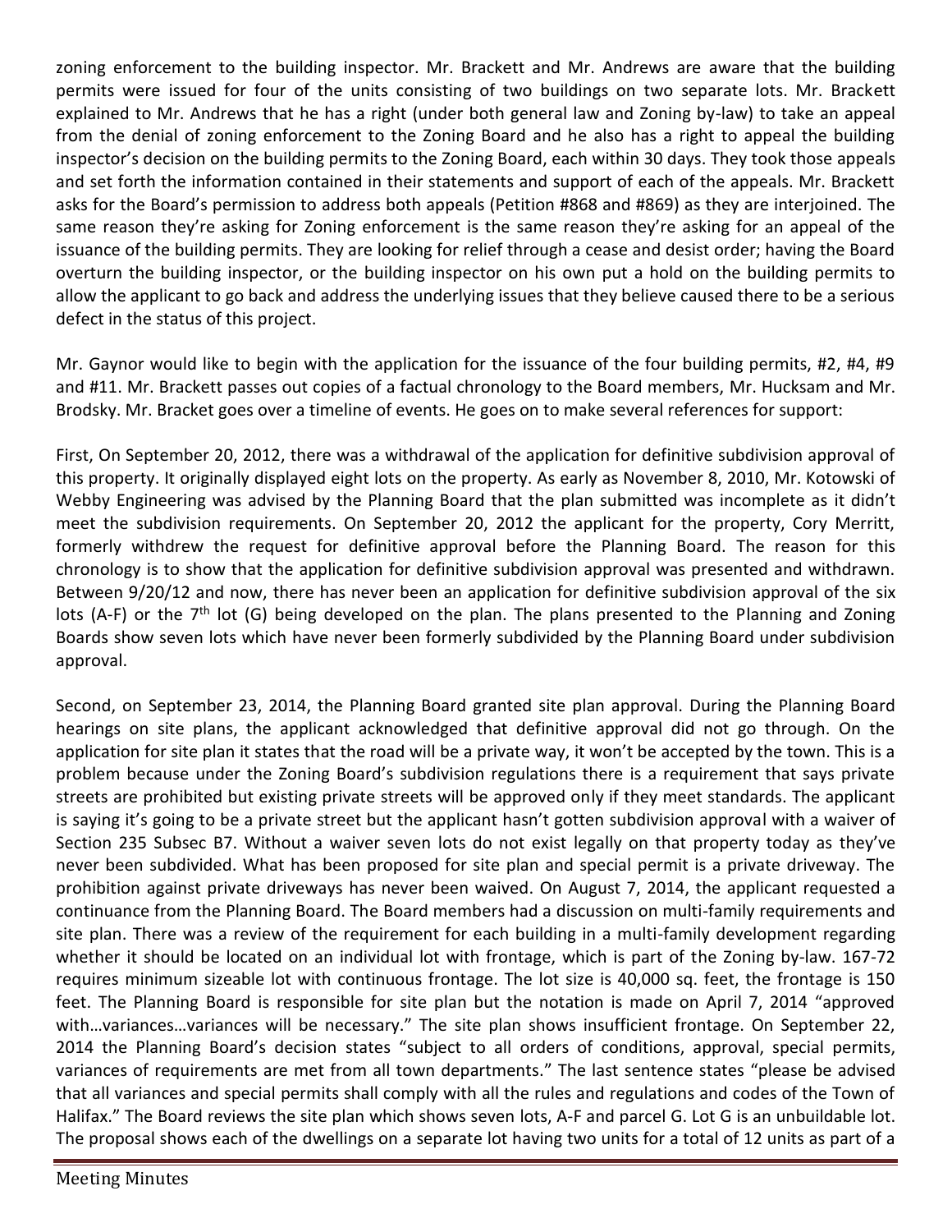zoning enforcement to the building inspector. Mr. Brackett and Mr. Andrews are aware that the building permits were issued for four of the units consisting of two buildings on two separate lots. Mr. Brackett explained to Mr. Andrews that he has a right (under both general law and Zoning by-law) to take an appeal from the denial of zoning enforcement to the Zoning Board and he also has a right to appeal the building inspector's decision on the building permits to the Zoning Board, each within 30 days. They took those appeals and set forth the information contained in their statements and support of each of the appeals. Mr. Brackett asks for the Board's permission to address both appeals (Petition #868 and #869) as they are interjoined. The same reason they're asking for Zoning enforcement is the same reason they're asking for an appeal of the issuance of the building permits. They are looking for relief through a cease and desist order; having the Board overturn the building inspector, or the building inspector on his own put a hold on the building permits to allow the applicant to go back and address the underlying issues that they believe caused there to be a serious defect in the status of this project.

Mr. Gaynor would like to begin with the application for the issuance of the four building permits, #2, #4, #9 and #11. Mr. Brackett passes out copies of a factual chronology to the Board members, Mr. Hucksam and Mr. Brodsky. Mr. Bracket goes over a timeline of events. He goes on to make several references for support:

First, On September 20, 2012, there was a withdrawal of the application for definitive subdivision approval of this property. It originally displayed eight lots on the property. As early as November 8, 2010, Mr. Kotowski of Webby Engineering was advised by the Planning Board that the plan submitted was incomplete as it didn't meet the subdivision requirements. On September 20, 2012 the applicant for the property, Cory Merritt, formerly withdrew the request for definitive approval before the Planning Board. The reason for this chronology is to show that the application for definitive subdivision approval was presented and withdrawn. Between 9/20/12 and now, there has never been an application for definitive subdivision approval of the six lots (A-F) or the 7th lot (G) being developed on the plan. The plans presented to the Planning and Zoning Boards show seven lots which have never been formerly subdivided by the Planning Board under subdivision approval.

Second, on September 23, 2014, the Planning Board granted site plan approval. During the Planning Board hearings on site plans, the applicant acknowledged that definitive approval did not go through. On the application for site plan it states that the road will be a private way, it won't be accepted by the town. This is a problem because under the Zoning Board's subdivision regulations there is a requirement that says private streets are prohibited but existing private streets will be approved only if they meet standards. The applicant is saying it's going to be a private street but the applicant hasn't gotten subdivision approval with a waiver of Section 235 Subsec B7. Without a waiver seven lots do not exist legally on that property today as they've never been subdivided. What has been proposed for site plan and special permit is a private driveway. The prohibition against private driveways has never been waived. On August 7, 2014, the applicant requested a continuance from the Planning Board. The Board members had a discussion on multi-family requirements and site plan. There was a review of the requirement for each building in a multi-family development regarding whether it should be located on an individual lot with frontage, which is part of the Zoning by-law. 167-72 requires minimum sizeable lot with continuous frontage. The lot size is 40,000 sq. feet, the frontage is 150 feet. The Planning Board is responsible for site plan but the notation is made on April 7, 2014 "approved with…variances…variances will be necessary." The site plan shows insufficient frontage. On September 22, 2014 the Planning Board's decision states "subject to all orders of conditions, approval, special permits, variances of requirements are met from all town departments." The last sentence states "please be advised that all variances and special permits shall comply with all the rules and regulations and codes of the Town of Halifax." The Board reviews the site plan which shows seven lots, A-F and parcel G. Lot G is an unbuildable lot. The proposal shows each of the dwellings on a separate lot having two units for a total of 12 units as part of a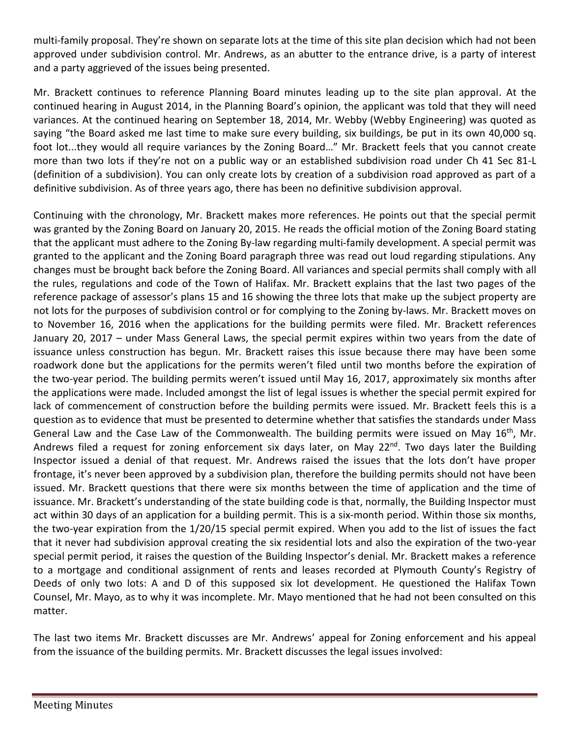multi-family proposal. They're shown on separate lots at the time of this site plan decision which had not been approved under subdivision control. Mr. Andrews, as an abutter to the entrance drive, is a party of interest and a party aggrieved of the issues being presented.

Mr. Brackett continues to reference Planning Board minutes leading up to the site plan approval. At the continued hearing in August 2014, in the Planning Board's opinion, the applicant was told that they will need variances. At the continued hearing on September 18, 2014, Mr. Webby (Webby Engineering) was quoted as saying "the Board asked me last time to make sure every building, six buildings, be put in its own 40,000 sq. foot lot...they would all require variances by the Zoning Board…" Mr. Brackett feels that you cannot create more than two lots if they're not on a public way or an established subdivision road under Ch 41 Sec 81-L (definition of a subdivision). You can only create lots by creation of a subdivision road approved as part of a definitive subdivision. As of three years ago, there has been no definitive subdivision approval.

Continuing with the chronology, Mr. Brackett makes more references. He points out that the special permit was granted by the Zoning Board on January 20, 2015. He reads the official motion of the Zoning Board stating that the applicant must adhere to the Zoning By-law regarding multi-family development. A special permit was granted to the applicant and the Zoning Board paragraph three was read out loud regarding stipulations. Any changes must be brought back before the Zoning Board. All variances and special permits shall comply with all the rules, regulations and code of the Town of Halifax. Mr. Brackett explains that the last two pages of the reference package of assessor's plans 15 and 16 showing the three lots that make up the subject property are not lots for the purposes of subdivision control or for complying to the Zoning by-laws. Mr. Brackett moves on to November 16, 2016 when the applications for the building permits were filed. Mr. Brackett references January 20, 2017 – under Mass General Laws, the special permit expires within two years from the date of issuance unless construction has begun. Mr. Brackett raises this issue because there may have been some roadwork done but the applications for the permits weren't filed until two months before the expiration of the two-year period. The building permits weren't issued until May 16, 2017, approximately six months after the applications were made. Included amongst the list of legal issues is whether the special permit expired for lack of commencement of construction before the building permits were issued. Mr. Brackett feels this is a question as to evidence that must be presented to determine whether that satisfies the standards under Mass General Law and the Case Law of the Commonwealth. The building permits were issued on May 16th, Mr. Andrews filed a request for zoning enforcement six days later, on May 22nd. Two days later the Building Inspector issued a denial of that request. Mr. Andrews raised the issues that the lots don't have proper frontage, it's never been approved by a subdivision plan, therefore the building permits should not have been issued. Mr. Brackett questions that there were six months between the time of application and the time of issuance. Mr. Brackett's understanding of the state building code is that, normally, the Building Inspector must act within 30 days of an application for a building permit. This is a six-month period. Within those six months, the two-year expiration from the 1/20/15 special permit expired. When you add to the list of issues the fact that it never had subdivision approval creating the six residential lots and also the expiration of the two-year special permit period, it raises the question of the Building Inspector's denial. Mr. Brackett makes a reference to a mortgage and conditional assignment of rents and leases recorded at Plymouth County's Registry of Deeds of only two lots: A and D of this supposed six lot development. He questioned the Halifax Town Counsel, Mr. Mayo, as to why it was incomplete. Mr. Mayo mentioned that he had not been consulted on this matter.

The last two items Mr. Brackett discusses are Mr. Andrews' appeal for Zoning enforcement and his appeal from the issuance of the building permits. Mr. Brackett discusses the legal issues involved: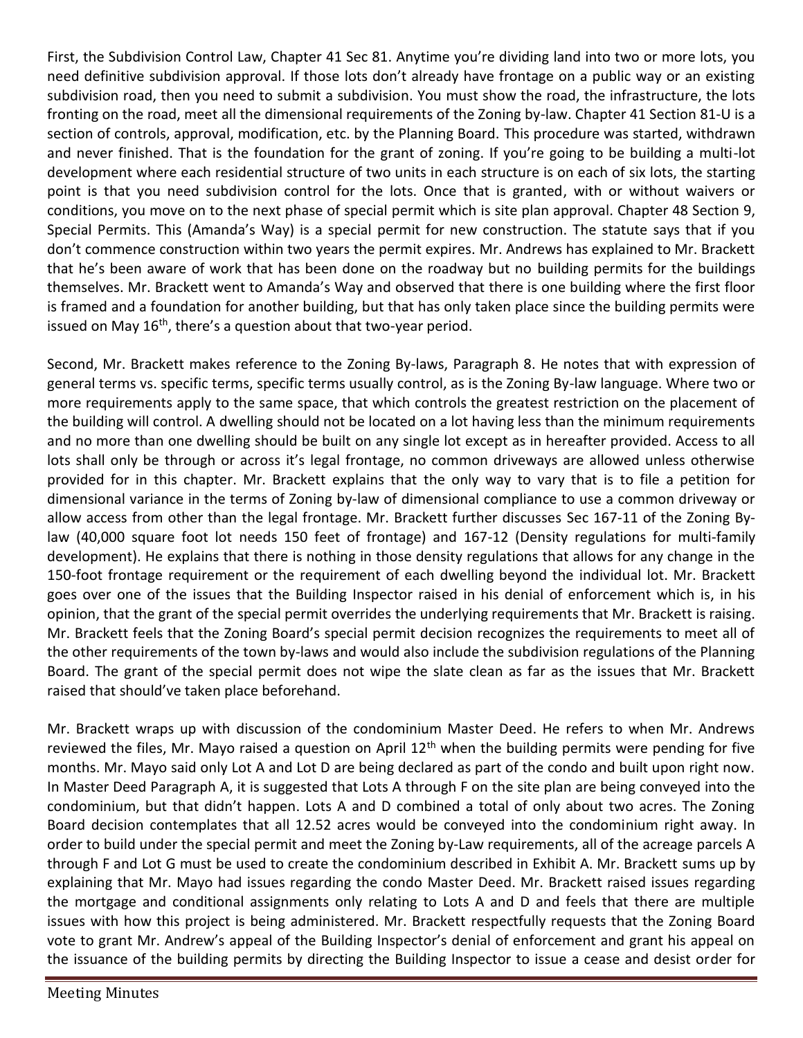First, the Subdivision Control Law, Chapter 41 Sec 81. Anytime you're dividing land into two or more lots, you need definitive subdivision approval. If those lots don't already have frontage on a public way or an existing subdivision road, then you need to submit a subdivision. You must show the road, the infrastructure, the lots fronting on the road, meet all the dimensional requirements of the Zoning by-law. Chapter 41 Section 81-U is a section of controls, approval, modification, etc. by the Planning Board. This procedure was started, withdrawn and never finished. That is the foundation for the grant of zoning. If you're going to be building a multi-lot development where each residential structure of two units in each structure is on each of six lots, the starting point is that you need subdivision control for the lots. Once that is granted, with or without waivers or conditions, you move on to the next phase of special permit which is site plan approval. Chapter 48 Section 9, Special Permits. This (Amanda's Way) is a special permit for new construction. The statute says that if you don't commence construction within two years the permit expires. Mr. Andrews has explained to Mr. Brackett that he's been aware of work that has been done on the roadway but no building permits for the buildings themselves. Mr. Brackett went to Amanda's Way and observed that there is one building where the first floor is framed and a foundation for another building, but that has only taken place since the building permits were issued on May 16th, there's a question about that two-year period.

Second, Mr. Brackett makes reference to the Zoning By-laws, Paragraph 8. He notes that with expression of general terms vs. specific terms, specific terms usually control, as is the Zoning By-law language. Where two or more requirements apply to the same space, that which controls the greatest restriction on the placement of the building will control. A dwelling should not be located on a lot having less than the minimum requirements and no more than one dwelling should be built on any single lot except as in hereafter provided. Access to all lots shall only be through or across it's legal frontage, no common driveways are allowed unless otherwise provided for in this chapter. Mr. Brackett explains that the only way to vary that is to file a petition for dimensional variance in the terms of Zoning by-law of dimensional compliance to use a common driveway or allow access from other than the legal frontage. Mr. Brackett further discusses Sec 167-11 of the Zoning By-law (40,000 square foot lot needs 150 feet of frontage) and 167-12 (Density regulations for multi-family development). He explains that there is nothing in those density regulations that allows for any change in the 150-foot frontage requirement or the requirement of each dwelling beyond the individual lot. Mr. Brackett goes over one of the issues that the Building Inspector raised in his denial of enforcement which is, in his opinion, that the grant of the special permit overrides the underlying requirements that Mr. Brackett is raising. Mr. Brackett feels that the Zoning Board's special permit decision recognizes the requirements to meet all of the other requirements of the town by-laws and would also include the subdivision regulations of the Planning Board. The grant of the special permit does not wipe the slate clean as far as the issues that Mr. Brackett raised that should've taken place beforehand.

Mr. Brackett wraps up with discussion of the condominium Master Deed. He refers to when Mr. Andrews reviewed the files, Mr. Mayo raised a question on April 12th when the building permits were pending for five months. Mr. Mayo said only Lot A and Lot D are being declared as part of the condo and built upon right now. In Master Deed Paragraph A, it is suggested that Lots A through F on the site plan are being conveyed into the condominium, but that didn't happen. Lots A and D combined a total of only about two acres. The Zoning Board decision contemplates that all 12.52 acres would be conveyed into the condominium right away. In order to build under the special permit and meet the Zoning by-Law requirements, all of the acreage parcels A through F and Lot G must be used to create the condominium described in Exhibit A. Mr. Brackett sums up by explaining that Mr. Mayo had issues regarding the condo Master Deed. Mr. Brackett raised issues regarding the mortgage and conditional assignments only relating to Lots A and D and feels that there are multiple issues with how this project is being administered. Mr. Brackett respectfully requests that the Zoning Board vote to grant Mr. Andrew's appeal of the Building Inspector's denial of enforcement and grant his appeal on the issuance of the building permits by directing the Building Inspector to issue a cease and desist order for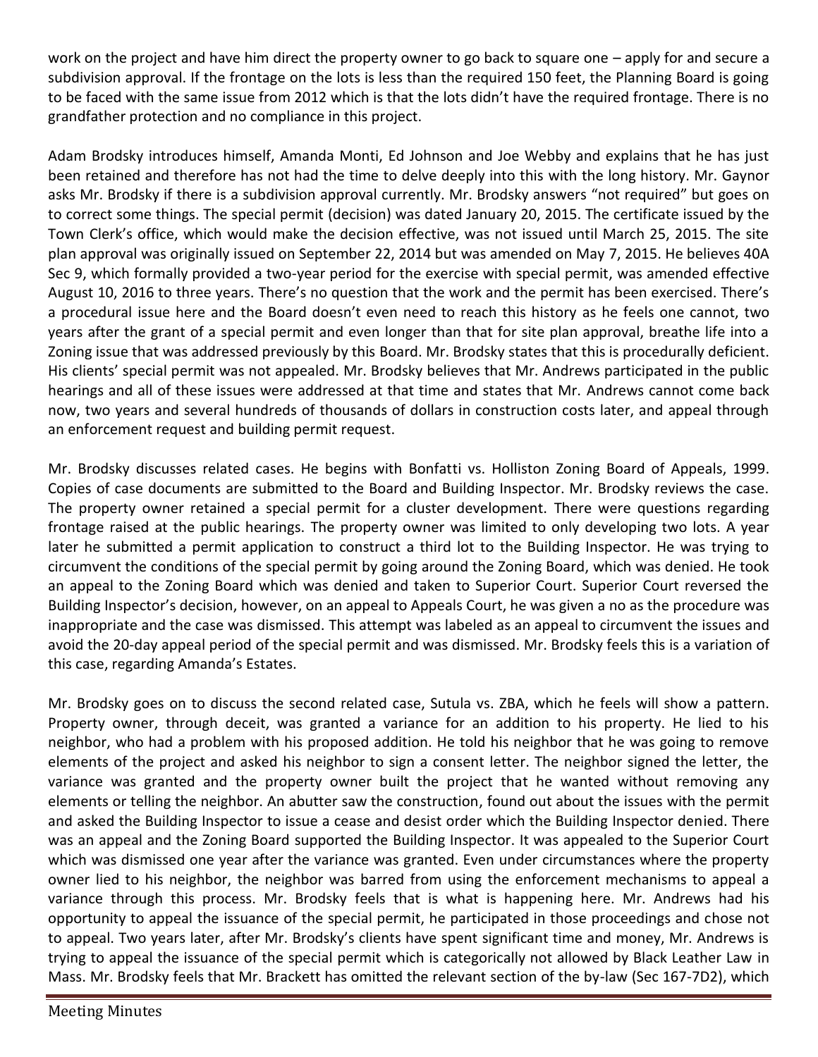work on the project and have him direct the property owner to go back to square one – apply for and secure a subdivision approval. If the frontage on the lots is less than the required 150 feet, the Planning Board is going to be faced with the same issue from 2012 which is that the lots didn't have the required frontage. There is no grandfather protection and no compliance in this project.

Adam Brodsky introduces himself, Amanda Monti, Ed Johnson and Joe Webby and explains that he has just been retained and therefore has not had the time to delve deeply into this with the long history. Mr. Gaynor asks Mr. Brodsky if there is a subdivision approval currently. Mr. Brodsky answers "not required" but goes on to correct some things. The special permit (decision) was dated January 20, 2015. The certificate issued by the Town Clerk's office, which would make the decision effective, was not issued until March 25, 2015. The site plan approval was originally issued on September 22, 2014 but was amended on May 7, 2015. He believes 40A Sec 9, which formally provided a two-year period for the exercise with special permit, was amended effective August 10, 2016 to three years. There's no question that the work and the permit has been exercised. There's a procedural issue here and the Board doesn't even need to reach this history as he feels one cannot, two years after the grant of a special permit and even longer than that for site plan approval, breathe life into a Zoning issue that was addressed previously by this Board. Mr. Brodsky states that this is procedurally deficient. His clients' special permit was not appealed. Mr. Brodsky believes that Mr. Andrews participated in the public hearings and all of these issues were addressed at that time and states that Mr. Andrews cannot come back now, two years and several hundreds of thousands of dollars in construction costs later, and appeal through an enforcement request and building permit request.

Mr. Brodsky discusses related cases. He begins with Bonfatti vs. Holliston Zoning Board of Appeals, 1999. Copies of case documents are submitted to the Board and Building Inspector. Mr. Brodsky reviews the case. The property owner retained a special permit for a cluster development. There were questions regarding frontage raised at the public hearings. The property owner was limited to only developing two lots. A year later he submitted a permit application to construct a third lot to the Building Inspector. He was trying to circumvent the conditions of the special permit by going around the Zoning Board, which was denied. He took an appeal to the Zoning Board which was denied and taken to Superior Court. Superior Court reversed the Building Inspector's decision, however, on an appeal to Appeals Court, he was given a no as the procedure was inappropriate and the case was dismissed. This attempt was labeled as an appeal to circumvent the issues and avoid the 20-day appeal period of the special permit and was dismissed. Mr. Brodsky feels this is a variation of this case, regarding Amanda's Estates.

Mr. Brodsky goes on to discuss the second related case, Sutula vs. ZBA, which he feels will show a pattern. Property owner, through deceit, was granted a variance for an addition to his property. He lied to his neighbor, who had a problem with his proposed addition. He told his neighbor that he was going to remove elements of the project and asked his neighbor to sign a consent letter. The neighbor signed the letter, the variance was granted and the property owner built the project that he wanted without removing any elements or telling the neighbor. An abutter saw the construction, found out about the issues with the permit and asked the Building Inspector to issue a cease and desist order which the Building Inspector denied. There was an appeal and the Zoning Board supported the Building Inspector. It was appealed to the Superior Court which was dismissed one year after the variance was granted. Even under circumstances where the property owner lied to his neighbor, the neighbor was barred from using the enforcement mechanisms to appeal a variance through this process. Mr. Brodsky feels that is what is happening here. Mr. Andrews had his opportunity to appeal the issuance of the special permit, he participated in those proceedings and chose not to appeal. Two years later, after Mr. Brodsky's clients have spent significant time and money, Mr. Andrews is trying to appeal the issuance of the special permit which is categorically not allowed by Black Leather Law in Mass. Mr. Brodsky feels that Mr. Brackett has omitted the relevant section of the by-law (Sec 167-7D2), which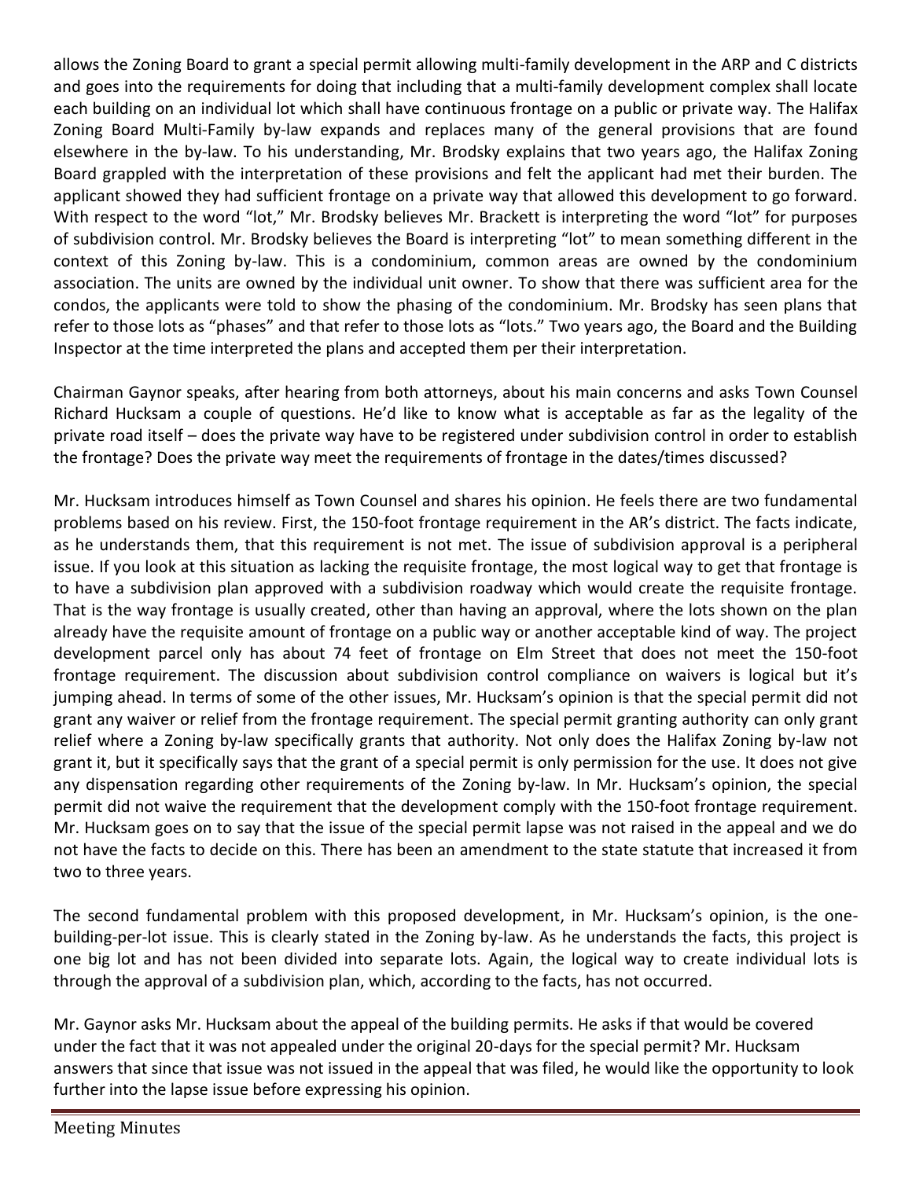allows the Zoning Board to grant a special permit allowing multi-family development in the ARP and C districts and goes into the requirements for doing that including that a multi-family development complex shall locate each building on an individual lot which shall have continuous frontage on a public or private way. The Halifax Zoning Board Multi-Family by-law expands and replaces many of the general provisions that are found elsewhere in the by-law. To his understanding, Mr. Brodsky explains that two years ago, the Halifax Zoning Board grappled with the interpretation of these provisions and felt the applicant had met their burden. The applicant showed they had sufficient frontage on a private way that allowed this development to go forward. With respect to the word "lot," Mr. Brodsky believes Mr. Brackett is interpreting the word "lot" for purposes of subdivision control. Mr. Brodsky believes the Board is interpreting "lot" to mean something different in the context of this Zoning by-law. This is a condominium, common areas are owned by the condominium association. The units are owned by the individual unit owner. To show that there was sufficient area for the condos, the applicants were told to show the phasing of the condominium. Mr. Brodsky has seen plans that refer to those lots as "phases" and that refer to those lots as "lots." Two years ago, the Board and the Building Inspector at the time interpreted the plans and accepted them per their interpretation.

Chairman Gaynor speaks, after hearing from both attorneys, about his main concerns and asks Town Counsel Richard Hucksam a couple of questions. He'd like to know what is acceptable as far as the legality of the private road itself – does the private way have to be registered under subdivision control in order to establish the frontage? Does the private way meet the requirements of frontage in the dates/times discussed?

Mr. Hucksam introduces himself as Town Counsel and shares his opinion. He feels there are two fundamental problems based on his review. First, the 150-foot frontage requirement in the AR's district. The facts indicate, as he understands them, that this requirement is not met. The issue of subdivision approval is a peripheral issue. If you look at this situation as lacking the requisite frontage, the most logical way to get that frontage is to have a subdivision plan approved with a subdivision roadway which would create the requisite frontage. That is the way frontage is usually created, other than having an approval, where the lots shown on the plan already have the requisite amount of frontage on a public way or another acceptable kind of way. The project development parcel only has about 74 feet of frontage on Elm Street that does not meet the 150-foot frontage requirement. The discussion about subdivision control compliance on waivers is logical but it's jumping ahead. In terms of some of the other issues, Mr. Hucksam's opinion is that the special permit did not grant any waiver or relief from the frontage requirement. The special permit granting authority can only grant relief where a Zoning by-law specifically grants that authority. Not only does the Halifax Zoning by-law not grant it, but it specifically says that the grant of a special permit is only permission for the use. It does not give any dispensation regarding other requirements of the Zoning by-law. In Mr. Hucksam's opinion, the special permit did not waive the requirement that the development comply with the 150-foot frontage requirement. Mr. Hucksam goes on to say that the issue of the special permit lapse was not raised in the appeal and we do not have the facts to decide on this. There has been an amendment to the state statute that increased it from two to three years.

The second fundamental problem with this proposed development, in Mr. Hucksam's opinion, is the one-building-per-lot issue. This is clearly stated in the Zoning by-law. As he understands the facts, this project is one big lot and has not been divided into separate lots. Again, the logical way to create individual lots is through the approval of a subdivision plan, which, according to the facts, has not occurred.

Mr. Gaynor asks Mr. Hucksam about the appeal of the building permits. He asks if that would be covered under the fact that it was not appealed under the original 20-days for the special permit? Mr. Hucksam answers that since that issue was not issued in the appeal that was filed, he would like the opportunity to look further into the lapse issue before expressing his opinion.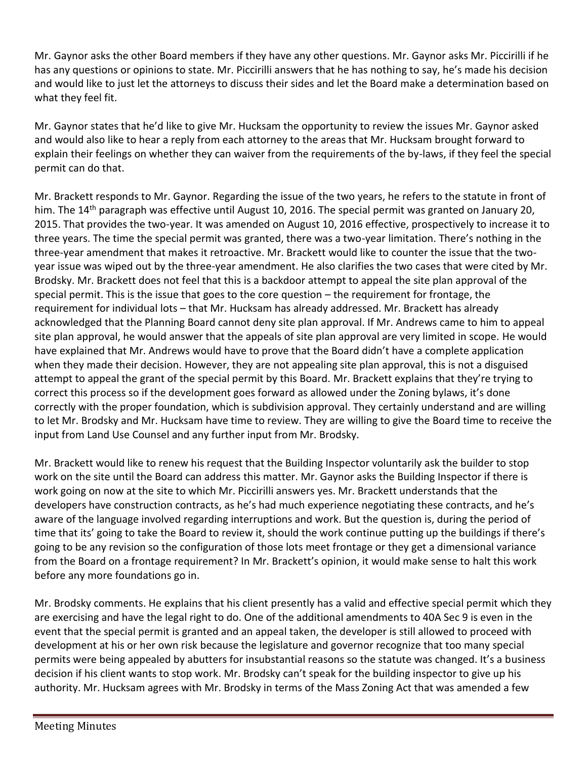Mr. Gaynor asks the other Board members if they have any other questions. Mr. Gaynor asks Mr. Piccirilli if he has any questions or opinions to state. Mr. Piccirilli answers that he has nothing to say, he's made his decision and would like to just let the attorneys to discuss their sides and let the Board make a determination based on what they feel fit.

Mr. Gaynor states that he'd like to give Mr. Hucksam the opportunity to review the issues Mr. Gaynor asked and would also like to hear a reply from each attorney to the areas that Mr. Hucksam brought forward to explain their feelings on whether they can waiver from the requirements of the by-laws, if they feel the special permit can do that.

Mr. Brackett responds to Mr. Gaynor. Regarding the issue of the two years, he refers to the statute in front of him. The 14th paragraph was effective until August 10, 2016. The special permit was granted on January 20, 2015. That provides the two-year. It was amended on August 10, 2016 effective, prospectively to increase it to three years. The time the special permit was granted, there was a two-year limitation. There's nothing in the three-year amendment that makes it retroactive. Mr. Brackett would like to counter the issue that the two-year issue was wiped out by the three-year amendment. He also clarifies the two cases that were cited by Mr. Brodsky. Mr. Brackett does not feel that this is a backdoor attempt to appeal the site plan approval of the special permit. This is the issue that goes to the core question – the requirement for frontage, the requirement for individual lots – that Mr. Hucksam has already addressed. Mr. Brackett has already acknowledged that the Planning Board cannot deny site plan approval. If Mr. Andrews came to him to appeal site plan approval, he would answer that the appeals of site plan approval are very limited in scope. He would have explained that Mr. Andrews would have to prove that the Board didn't have a complete application when they made their decision. However, they are not appealing site plan approval, this is not a disguised attempt to appeal the grant of the special permit by this Board. Mr. Brackett explains that they're trying to correct this process so if the development goes forward as allowed under the Zoning bylaws, it's done correctly with the proper foundation, which is subdivision approval. They certainly understand and are willing to let Mr. Brodsky and Mr. Hucksam have time to review. They are willing to give the Board time to receive the input from Land Use Counsel and any further input from Mr. Brodsky.

Mr. Brackett would like to renew his request that the Building Inspector voluntarily ask the builder to stop work on the site until the Board can address this matter. Mr. Gaynor asks the Building Inspector if there is work going on now at the site to which Mr. Piccirilli answers yes. Mr. Brackett understands that the developers have construction contracts, as he's had much experience negotiating these contracts, and he's aware of the language involved regarding interruptions and work. But the question is, during the period of time that its' going to take the Board to review it, should the work continue putting up the buildings if there's going to be any revision so the configuration of those lots meet frontage or they get a dimensional variance from the Board on a frontage requirement? In Mr. Brackett's opinion, it would make sense to halt this work before any more foundations go in.

Mr. Brodsky comments. He explains that his client presently has a valid and effective special permit which they are exercising and have the legal right to do. One of the additional amendments to 40A Sec 9 is even in the event that the special permit is granted and an appeal taken, the developer is still allowed to proceed with development at his or her own risk because the legislature and governor recognize that too many special permits were being appealed by abutters for insubstantial reasons so the statute was changed. It's a business decision if his client wants to stop work. Mr. Brodsky can't speak for the building inspector to give up his authority. Mr. Hucksam agrees with Mr. Brodsky in terms of the Mass Zoning Act that was amended a few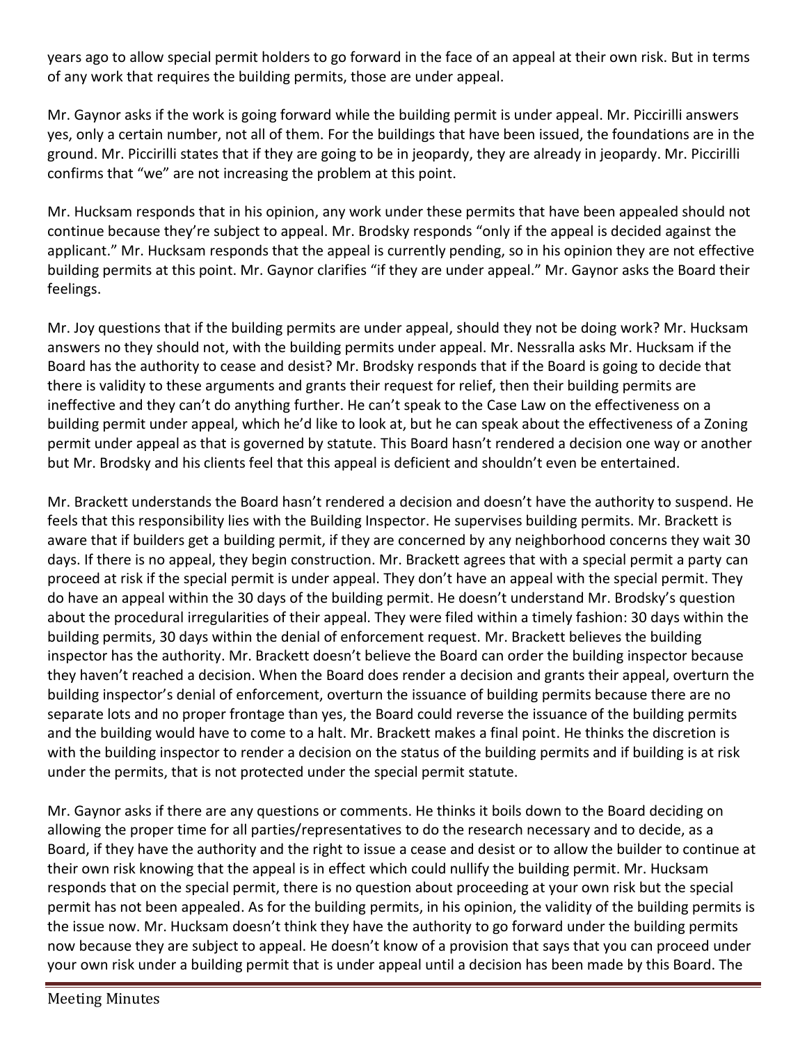years ago to allow special permit holders to go forward in the face of an appeal at their own risk. But in terms of any work that requires the building permits, those are under appeal.

Mr. Gaynor asks if the work is going forward while the building permit is under appeal. Mr. Piccirilli answers yes, only a certain number, not all of them. For the buildings that have been issued, the foundations are in the ground. Mr. Piccirilli states that if they are going to be in jeopardy, they are already in jeopardy. Mr. Piccirilli confirms that "we" are not increasing the problem at this point.

Mr. Hucksam responds that in his opinion, any work under these permits that have been appealed should not continue because they're subject to appeal. Mr. Brodsky responds "only if the appeal is decided against the applicant." Mr. Hucksam responds that the appeal is currently pending, so in his opinion they are not effective building permits at this point. Mr. Gaynor clarifies "if they are under appeal." Mr. Gaynor asks the Board their feelings.

Mr. Joy questions that if the building permits are under appeal, should they not be doing work? Mr. Hucksam answers no they should not, with the building permits under appeal. Mr. Nessralla asks Mr. Hucksam if the Board has the authority to cease and desist? Mr. Brodsky responds that if the Board is going to decide that there is validity to these arguments and grants their request for relief, then their building permits are ineffective and they can't do anything further. He can't speak to the Case Law on the effectiveness on a building permit under appeal, which he'd like to look at, but he can speak about the effectiveness of a Zoning permit under appeal as that is governed by statute. This Board hasn't rendered a decision one way or another but Mr. Brodsky and his clients feel that this appeal is deficient and shouldn't even be entertained.

Mr. Brackett understands the Board hasn't rendered a decision and doesn't have the authority to suspend. He feels that this responsibility lies with the Building Inspector. He supervises building permits. Mr. Brackett is aware that if builders get a building permit, if they are concerned by any neighborhood concerns they wait 30 days. If there is no appeal, they begin construction. Mr. Brackett agrees that with a special permit a party can proceed at risk if the special permit is under appeal. They don't have an appeal with the special permit. They do have an appeal within the 30 days of the building permit. He doesn't understand Mr. Brodsky's question about the procedural irregularities of their appeal. They were filed within a timely fashion: 30 days within the building permits, 30 days within the denial of enforcement request. Mr. Brackett believes the building inspector has the authority. Mr. Brackett doesn't believe the Board can order the building inspector because they haven't reached a decision. When the Board does render a decision and grants their appeal, overturn the building inspector's denial of enforcement, overturn the issuance of building permits because there are no separate lots and no proper frontage than yes, the Board could reverse the issuance of the building permits and the building would have to come to a halt. Mr. Brackett makes a final point. He thinks the discretion is with the building inspector to render a decision on the status of the building permits and if building is at risk under the permits, that is not protected under the special permit statute.

Mr. Gaynor asks if there are any questions or comments. He thinks it boils down to the Board deciding on allowing the proper time for all parties/representatives to do the research necessary and to decide, as a Board, if they have the authority and the right to issue a cease and desist or to allow the builder to continue at their own risk knowing that the appeal is in effect which could nullify the building permit. Mr. Hucksam responds that on the special permit, there is no question about proceeding at your own risk but the special permit has not been appealed. As for the building permits, in his opinion, the validity of the building permits is the issue now. Mr. Hucksam doesn't think they have the authority to go forward under the building permits now because they are subject to appeal. He doesn't know of a provision that says that you can proceed under your own risk under a building permit that is under appeal until a decision has been made by this Board. The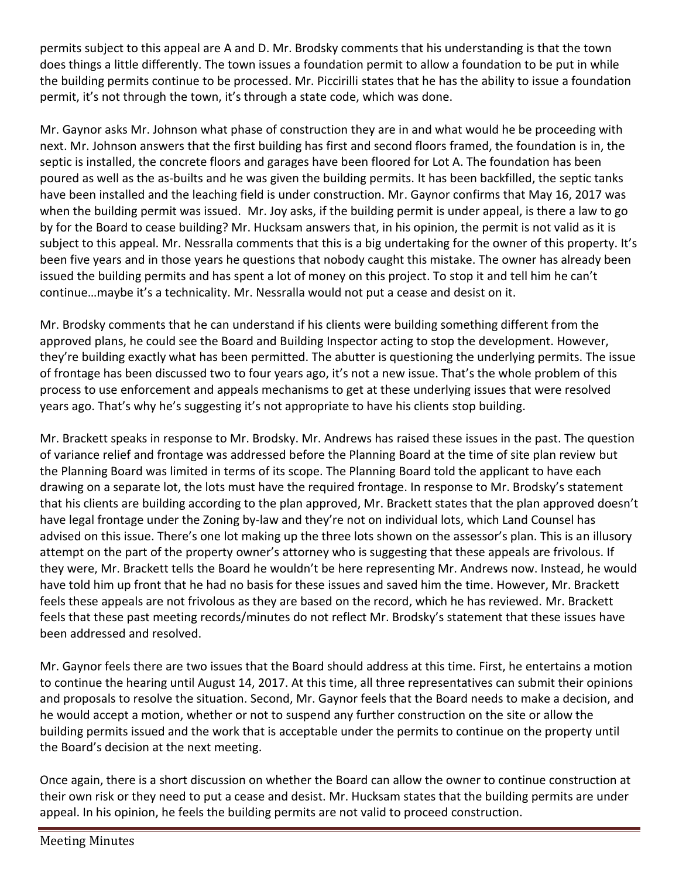permits subject to this appeal are A and D. Mr. Brodsky comments that his understanding is that the town does things a little differently. The town issues a foundation permit to allow a foundation to be put in while the building permits continue to be processed. Mr. Piccirilli states that he has the ability to issue a foundation permit, it's not through the town, it's through a state code, which was done.

Mr. Gaynor asks Mr. Johnson what phase of construction they are in and what would he be proceeding with next. Mr. Johnson answers that the first building has first and second floors framed, the foundation is in, the septic is installed, the concrete floors and garages have been floored for Lot A. The foundation has been poured as well as the as-builts and he was given the building permits. It has been backfilled, the septic tanks have been installed and the leaching field is under construction. Mr. Gaynor confirms that May 16, 2017 was when the building permit was issued. Mr. Joy asks, if the building permit is under appeal, is there a law to go by for the Board to cease building? Mr. Hucksam answers that, in his opinion, the permit is not valid as it is subject to this appeal. Mr. Nessralla comments that this is a big undertaking for the owner of this property. It's been five years and in those years he questions that nobody caught this mistake. The owner has already been issued the building permits and has spent a lot of money on this project. To stop it and tell him he can't continue…maybe it's a technicality. Mr. Nessralla would not put a cease and desist on it.

Mr. Brodsky comments that he can understand if his clients were building something different from the approved plans, he could see the Board and Building Inspector acting to stop the development. However, they're building exactly what has been permitted. The abutter is questioning the underlying permits. The issue of frontage has been discussed two to four years ago, it's not a new issue. That's the whole problem of this process to use enforcement and appeals mechanisms to get at these underlying issues that were resolved years ago. That's why he's suggesting it's not appropriate to have his clients stop building.

Mr. Brackett speaks in response to Mr. Brodsky. Mr. Andrews has raised these issues in the past. The question of variance relief and frontage was addressed before the Planning Board at the time of site plan review but the Planning Board was limited in terms of its scope. The Planning Board told the applicant to have each drawing on a separate lot, the lots must have the required frontage. In response to Mr. Brodsky's statement that his clients are building according to the plan approved, Mr. Brackett states that the plan approved doesn't have legal frontage under the Zoning by-law and they're not on individual lots, which Land Counsel has advised on this issue. There's one lot making up the three lots shown on the assessor's plan. This is an illusory attempt on the part of the property owner's attorney who is suggesting that these appeals are frivolous. If they were, Mr. Brackett tells the Board he wouldn't be here representing Mr. Andrews now. Instead, he would have told him up front that he had no basis for these issues and saved him the time. However, Mr. Brackett feels these appeals are not frivolous as they are based on the record, which he has reviewed. Mr. Brackett feels that these past meeting records/minutes do not reflect Mr. Brodsky's statement that these issues have been addressed and resolved.

Mr. Gaynor feels there are two issues that the Board should address at this time. First, he entertains a motion to continue the hearing until August 14, 2017. At this time, all three representatives can submit their opinions and proposals to resolve the situation. Second, Mr. Gaynor feels that the Board needs to make a decision, and he would accept a motion, whether or not to suspend any further construction on the site or allow the building permits issued and the work that is acceptable under the permits to continue on the property until the Board's decision at the next meeting.

Once again, there is a short discussion on whether the Board can allow the owner to continue construction at their own risk or they need to put a cease and desist. Mr. Hucksam states that the building permits are under appeal. In his opinion, he feels the building permits are not valid to proceed construction.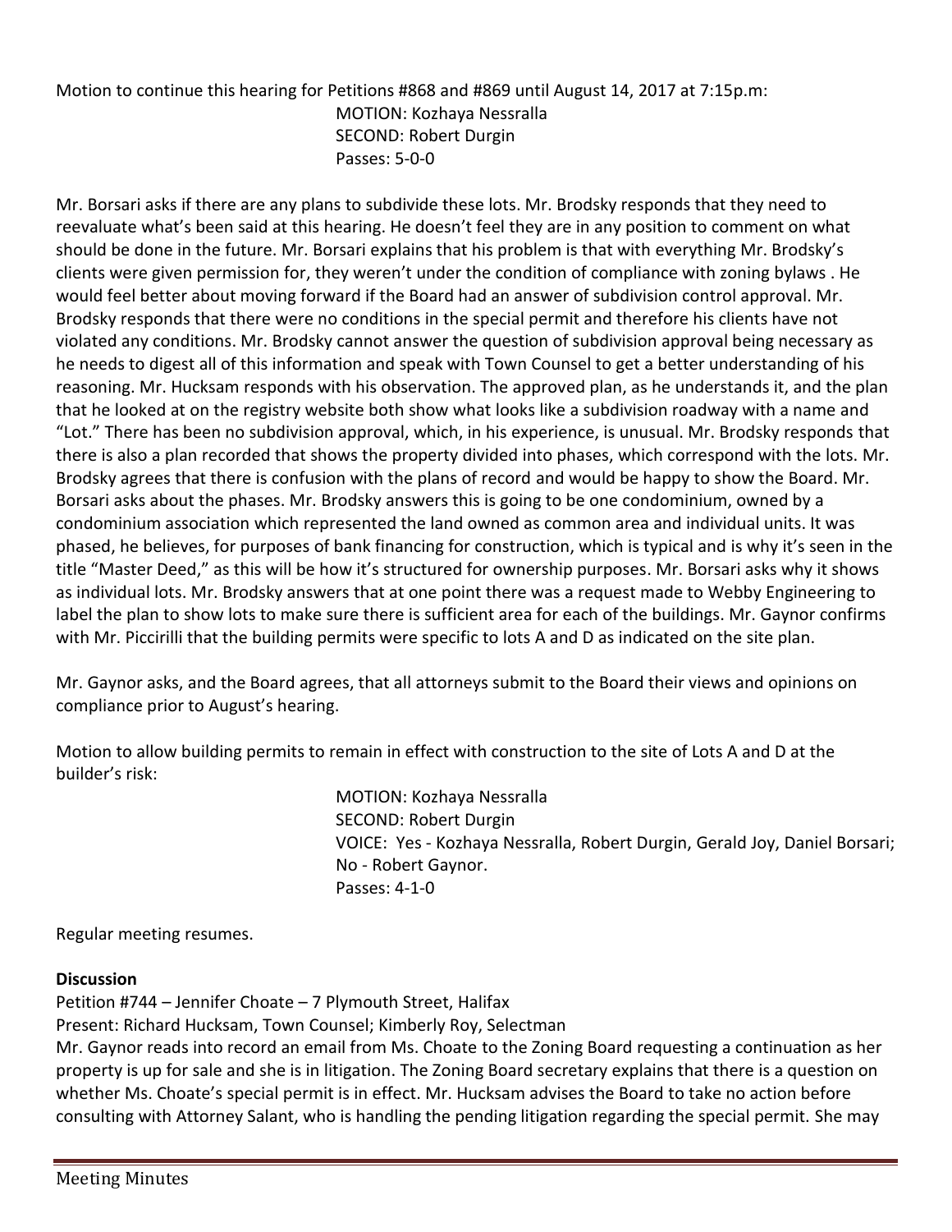Motion to continue this hearing for Petitions #868 and #869 until August 14, 2017 at 7:15p.m:

MOTION: Kozhaya Nessralla
SECOND: Robert Durgin
Passes: 5-0-0

Mr. Borsari asks if there are any plans to subdivide these lots. Mr. Brodsky responds that they need to reevaluate what's been said at this hearing. He doesn't feel they are in any position to comment on what should be done in the future. Mr. Borsari explains that his problem is that with everything Mr. Brodsky's clients were given permission for, they weren't under the condition of compliance with zoning bylaws . He would feel better about moving forward if the Board had an answer of subdivision control approval. Mr. Brodsky responds that there were no conditions in the special permit and therefore his clients have not violated any conditions. Mr. Brodsky cannot answer the question of subdivision approval being necessary as he needs to digest all of this information and speak with Town Counsel to get a better understanding of his reasoning. Mr. Hucksam responds with his observation. The approved plan, as he understands it, and the plan that he looked at on the registry website both show what looks like a subdivision roadway with a name and "Lot." There has been no subdivision approval, which, in his experience, is unusual. Mr. Brodsky responds that there is also a plan recorded that shows the property divided into phases, which correspond with the lots. Mr. Brodsky agrees that there is confusion with the plans of record and would be happy to show the Board. Mr. Borsari asks about the phases. Mr. Brodsky answers this is going to be one condominium, owned by a condominium association which represented the land owned as common area and individual units. It was phased, he believes, for purposes of bank financing for construction, which is typical and is why it's seen in the title "Master Deed," as this will be how it's structured for ownership purposes. Mr. Borsari asks why it shows as individual lots. Mr. Brodsky answers that at one point there was a request made to Webby Engineering to label the plan to show lots to make sure there is sufficient area for each of the buildings. Mr. Gaynor confirms with Mr. Piccirilli that the building permits were specific to lots A and D as indicated on the site plan.

Mr. Gaynor asks, and the Board agrees, that all attorneys submit to the Board their views and opinions on compliance prior to August's hearing.

Motion to allow building permits to remain in effect with construction to the site of Lots A and D at the builder's risk:

MOTION: Kozhaya Nessralla
SECOND: Robert Durgin
VOICE: Yes - Kozhaya Nessralla, Robert Durgin, Gerald Joy, Daniel Borsari; No - Robert Gaynor.
Passes: 4-1-0

Regular meeting resumes.

**Discussion**

Petition #744 – Jennifer Choate – 7 Plymouth Street, Halifax
Present: Richard Hucksam, Town Counsel; Kimberly Roy, Selectman
Mr. Gaynor reads into record an email from Ms. Choate to the Zoning Board requesting a continuation as her property is up for sale and she is in litigation. The Zoning Board secretary explains that there is a question on whether Ms. Choate's special permit is in effect. Mr. Hucksam advises the Board to take no action before consulting with Attorney Salant, who is handling the pending litigation regarding the special permit. She may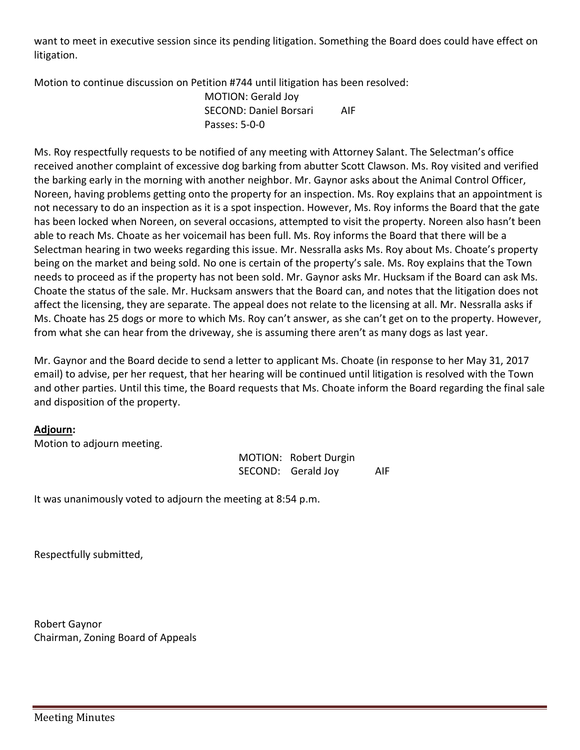want to meet in executive session since its pending litigation. Something the Board does could have effect on litigation.

Motion to continue discussion on Petition #744 until litigation has been resolved:

MOTION: Gerald Joy
SECOND: Daniel Borsari AIF
Passes: 5-0-0

Ms. Roy respectfully requests to be notified of any meeting with Attorney Salant. The Selectman's office received another complaint of excessive dog barking from abutter Scott Clawson. Ms. Roy visited and verified the barking early in the morning with another neighbor. Mr. Gaynor asks about the Animal Control Officer, Noreen, having problems getting onto the property for an inspection. Ms. Roy explains that an appointment is not necessary to do an inspection as it is a spot inspection. However, Ms. Roy informs the Board that the gate has been locked when Noreen, on several occasions, attempted to visit the property. Noreen also hasn't been able to reach Ms. Choate as her voicemail has been full. Ms. Roy informs the Board that there will be a Selectman hearing in two weeks regarding this issue. Mr. Nessralla asks Ms. Roy about Ms. Choate's property being on the market and being sold. No one is certain of the property's sale. Ms. Roy explains that the Town needs to proceed as if the property has not been sold. Mr. Gaynor asks Mr. Hucksam if the Board can ask Ms. Choate the status of the sale. Mr. Hucksam answers that the Board can, and notes that the litigation does not affect the licensing, they are separate. The appeal does not relate to the licensing at all. Mr. Nessralla asks if Ms. Choate has 25 dogs or more to which Ms. Roy can't answer, as she can't get on to the property. However, from what she can hear from the driveway, she is assuming there aren't as many dogs as last year.

Mr. Gaynor and the Board decide to send a letter to applicant Ms. Choate (in response to her May 31, 2017 email) to advise, per her request, that her hearing will be continued until litigation is resolved with the Town and other parties. Until this time, the Board requests that Ms. Choate inform the Board regarding the final sale and disposition of the property.

**Adjourn:**

Motion to adjourn meeting.

MOTION: Robert Durgin
SECOND: Gerald Joy AIF

It was unanimously voted to adjourn the meeting at 8:54 p.m.

Respectfully submitted,

Robert Gaynor
Chairman, Zoning Board of Appeals